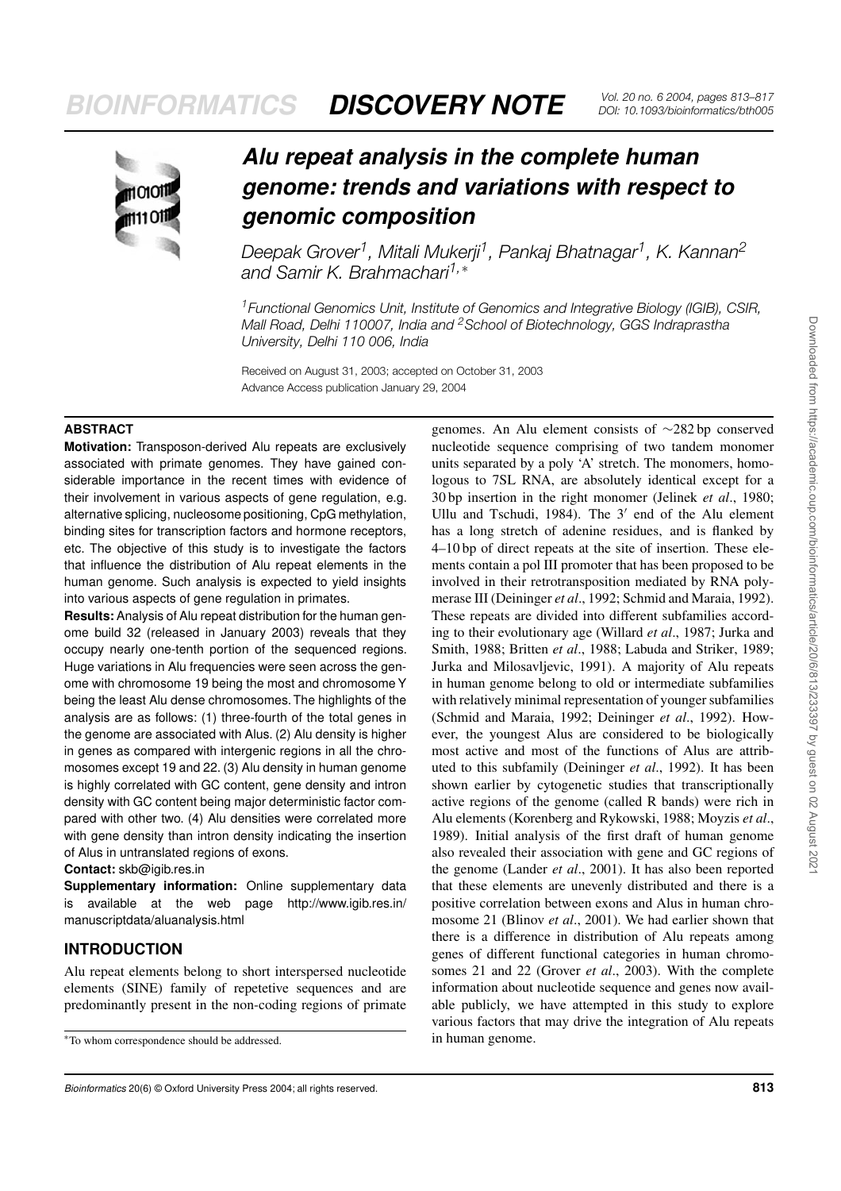# Alu repeat analysis in the complete human genome: trends and variations with respect to genomic composition

*Deepak Grover[1], Mitali Mukerji[1], Pankaj Bhatnagar[1], K. Kannan[2] and Samir K. Brahmachari[1,*]*

[1]Functional Genomics Unit, Institute of Genomics and Integrative Biology (IGIB), CSIR, Mall Road, Delhi 110007, India and [2]School of Biotechnology, GGS Indraprastha University, Delhi 110 006, India

Received on August 31, 2003; accepted on October 31, 2003
Advance Access publication January 29, 2004

## ABSTRACT

**Motivation:** Transposon-derived Alu repeats are exclusively associated with primate genomes. They have gained considerable importance in the recent times with evidence of their involvement in various aspects of gene regulation, e.g. alternative splicing, nucleosome positioning, CpG methylation, binding sites for transcription factors and hormone receptors, etc. The objective of this study is to investigate the factors that influence the distribution of Alu repeat elements in the human genome. Such analysis is expected to yield insights into various aspects of gene regulation in primates.

**Results:** Analysis of Alu repeat distribution for the human genome build 32 (released in January 2003) reveals that they occupy nearly one-tenth portion of the sequenced regions. Huge variations in Alu frequencies were seen across the genome with chromosome 19 being the most and chromosome Y being the least Alu dense chromosomes. The highlights of the analysis are as follows: (1) three-fourth of the total genes in the genome are associated with Alus. (2) Alu density is higher in genes as compared with intergenic regions in all the chromosomes except 19 and 22. (3) Alu density in human genome is highly correlated with GC content, gene density and intron density with GC content being major deterministic factor compared with other two. (4) Alu densities were correlated more with gene density than intron density indicating the insertion of Alus in untranslated regions of exons.

**Contact:** skb@igib.res.in

**Supplementary information:** Online supplementary data is available at the web page http://www.igib.res.in/manuscriptdata/aluanalysis.html

## INTRODUCTION

Alu repeat elements belong to short interspersed nucleotide elements (SINE) family of repetetive sequences and are predominantly present in the non-coding regions of primate genomes. An Alu element consists of ∼282 bp conserved nucleotide sequence comprising of two tandem monomer units separated by a poly 'A' stretch. The monomers, homologous to 7SL RNA, are absolutely identical except for a 30 bp insertion in the right monomer (Jelinek *et al*., 1980; Ullu and Tschudi, 1984). The 3′ end of the Alu element has a long stretch of adenine residues, and is flanked by 4–10 bp of direct repeats at the site of insertion. These elements contain a pol III promoter that has been proposed to be involved in their retrotransposition mediated by RNA polymerase III (Deininger *et al*., 1992; Schmid and Maraia, 1992). These repeats are divided into different subfamilies according to their evolutionary age (Willard *et al*., 1987; Jurka and Smith, 1988; Britten *et al*., 1988; Labuda and Striker, 1989; Jurka and Milosavljevic, 1991). A majority of Alu repeats in human genome belong to old or intermediate subfamilies with relatively minimal representation of younger subfamilies (Schmid and Maraia, 1992; Deininger *et al*., 1992). However, the youngest Alus are considered to be biologically most active and most of the functions of Alus are attributed to this subfamily (Deininger *et al*., 1992). It has been shown earlier by cytogenetic studies that transcriptionally active regions of the genome (called R bands) were rich in Alu elements (Korenberg and Rykowski, 1988; Moyzis *et al*., 1989). Initial analysis of the first draft of human genome also revealed their association with gene and GC regions of the genome (Lander *et al*., 2001). It has also been reported that these elements are unevenly distributed and there is a positive correlation between exons and Alus in human chromosome 21 (Blinov *et al*., 2001). We had earlier shown that there is a difference in distribution of Alu repeats among genes of different functional categories in human chromosomes 21 and 22 (Grover *et al*., 2003). With the complete information about nucleotide sequence and genes now available publicly, we have attempted in this study to explore various factors that may drive the integration of Alu repeats in human genome.

*To whom correspondence should be addressed.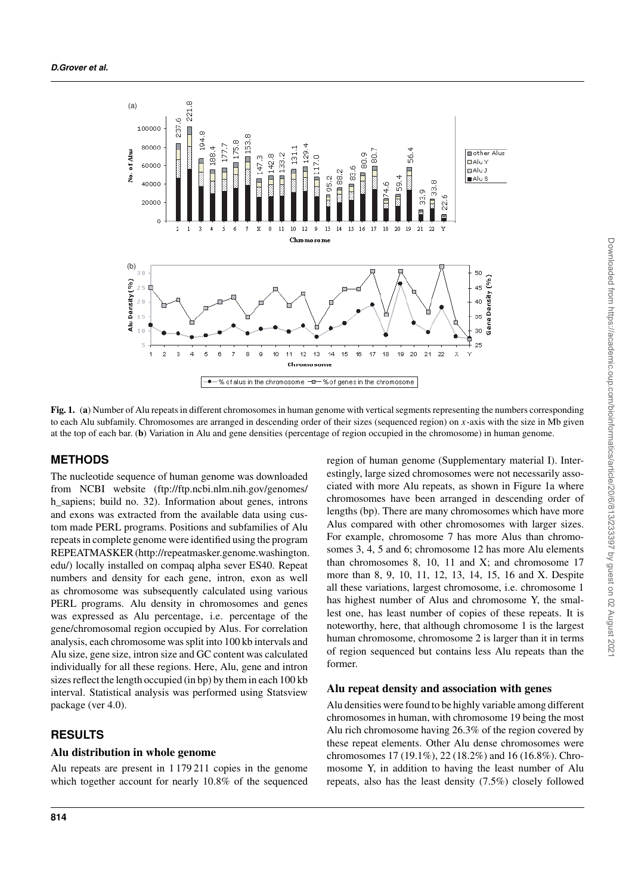**Fig. 1.** (**a**) Number of Alu repeats in different chromosomes in human genome with vertical segments representing the numbers corresponding to each Alu subfamily. Chromosomes are arranged in descending order of their sizes (sequenced region) on $x$-axis with the size in Mb given at the top of each bar. (**b**) Variation in Alu and gene densities (percentage of region occupied in the chromosome) in human genome.

## METHODS

The nucleotide sequence of human genome was downloaded from NCBI website (ftp://ftp.ncbi.nlm.nih.gov/genomes/h_sapiens; build no. 32). Information about genes, introns and exons was extracted from the available data using custom made PERL programs. Positions and subfamilies of Alu repeats in complete genome were identified using the program REPEATMASKER (http://repeatmasker.genome.washington.edu/) locally installed on compaq alpha sever ES40. Repeat numbers and density for each gene, intron, exon as well as chromosome was subsequently calculated using various PERL programs. Alu density in chromosomes and genes was expressed as Alu percentage, i.e. percentage of the gene/chromosomal region occupied by Alus. For correlation analysis, each chromosome was split into 100 kb intervals and Alu size, gene size, intron size and GC content was calculated individually for all these regions. Here, Alu, gene and intron sizes reflect the length occupied (in bp) by them in each 100 kb interval. Statistical analysis was performed using Statsview package (ver 4.0).

## RESULTS

### Alu distribution in whole genome

Alu repeats are present in 1 179 211 copies in the genome which together account for nearly 10.8% of the sequenced region of human genome (Supplementary material I). Interestingly, large sized chromosomes were not necessarily associated with more Alu repeats, as shown in Figure 1a where chromosomes have been arranged in descending order of lengths (bp). There are many chromosomes which have more Alus compared with other chromosomes with larger sizes. For example, chromosome 7 has more Alus than chromosomes 3, 4, 5 and 6; chromosome 12 has more Alu elements than chromosomes 8, 10, 11 and X; and chromosome 17 more than 8, 9, 10, 11, 12, 13, 14, 15, 16 and X. Despite all these variations, largest chromosome, i.e. chromosome 1 has highest number of Alus and chromosome Y, the smallest one, has least number of copies of these repeats. It is noteworthy, here, that although chromosome 1 is the largest human chromosome, chromosome 2 is larger than it in terms of region sequenced but contains less Alu repeats than the former.

### Alu repeat density and association with genes

Alu densities were found to be highly variable among different chromosomes in human, with chromosome 19 being the most Alu rich chromosome having 26.3% of the region covered by these repeat elements. Other Alu dense chromosomes were chromosomes 17 (19.1%), 22 (18.2%) and 16 (16.8%). Chromosome Y, in addition to having the least number of Alu repeats, also has the least density (7.5%) closely followed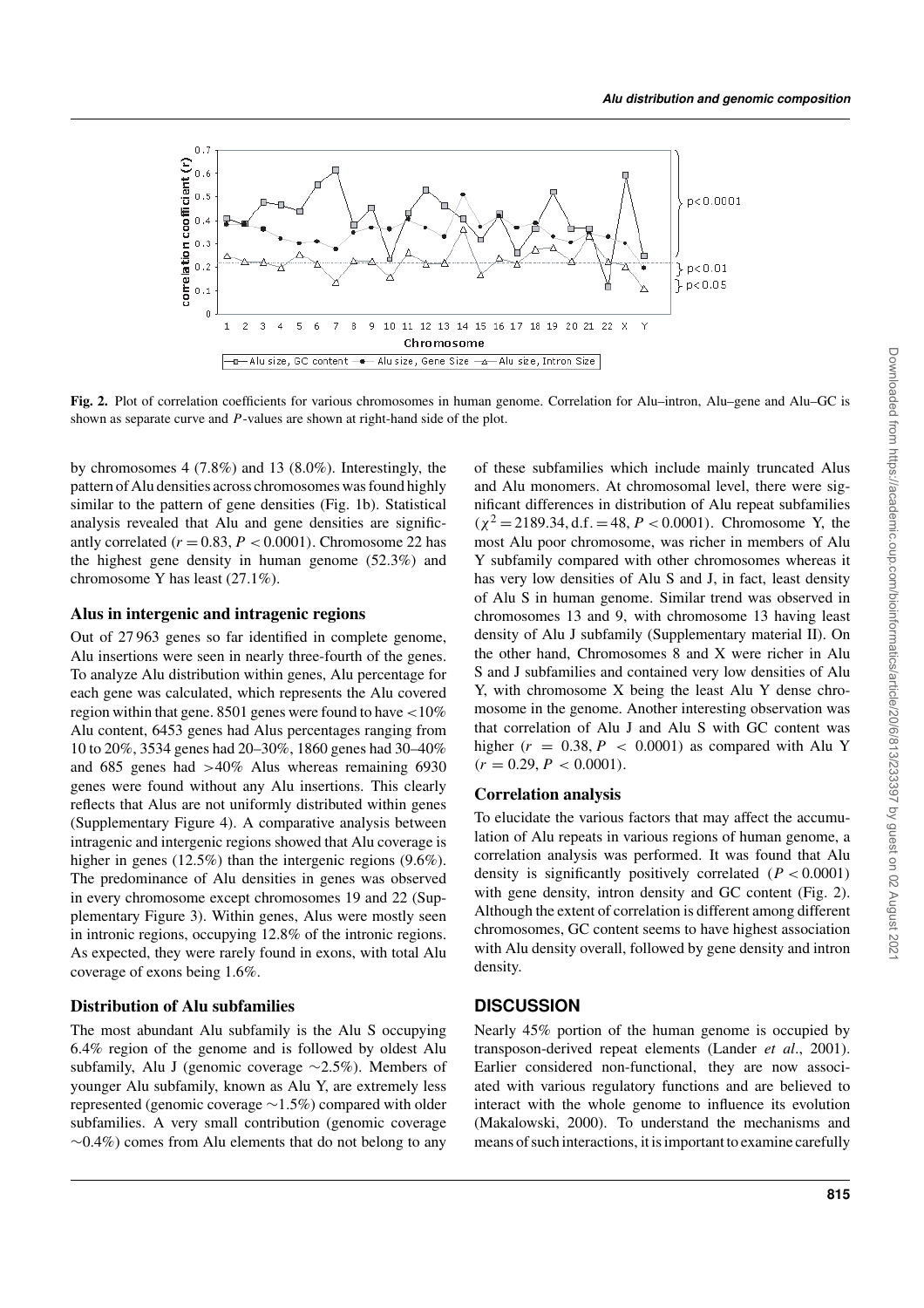**Fig. 2.** Plot of correlation coefficients for various chromosomes in human genome. Correlation for Alu–intron, Alu–gene and Alu–GC is shown as separate curve and $P$-values are shown at right-hand side of the plot.

by chromosomes 4 (7.8%) and 13 (8.0%). Interestingly, the pattern of Alu densities across chromosomes was found highly similar to the pattern of gene densities (Fig. 1b). Statistical analysis revealed that Alu and gene densities are significantly correlated ($r = 0.83$, $P < 0.0001$). Chromosome 22 has the highest gene density in human genome (52.3%) and chromosome Y has least (27.1%).

### Alus in intergenic and intragenic regions

Out of 27 963 genes so far identified in complete genome, Alu insertions were seen in nearly three-fourth of the genes. To analyze Alu distribution within genes, Alu percentage for each gene was calculated, which represents the Alu covered region within that gene. 8501 genes were found to have <10% Alu content, 6453 genes had Alus percentages ranging from 10 to 20%, 3534 genes had 20–30%, 1860 genes had 30–40% and 685 genes had >40% Alus whereas remaining 6930 genes were found without any Alu insertions. This clearly reflects that Alus are not uniformly distributed within genes (Supplementary Figure 4). A comparative analysis between intragenic and intergenic regions showed that Alu coverage is higher in genes (12.5%) than the intergenic regions (9.6%). The predominance of Alu densities in genes was observed in every chromosome except chromosomes 19 and 22 (Supplementary Figure 3). Within genes, Alus were mostly seen in intronic regions, occupying 12.8% of the intronic regions. As expected, they were rarely found in exons, with total Alu coverage of exons being 1.6%.

### Distribution of Alu subfamilies

The most abundant Alu subfamily is the Alu S occupying 6.4% region of the genome and is followed by oldest Alu subfamily, Alu J (genomic coverage ~2.5%). Members of younger Alu subfamily, known as Alu Y, are extremely less represented (genomic coverage ~1.5%) compared with older subfamilies. A very small contribution (genomic coverage ~0.4%) comes from Alu elements that do not belong to any of these subfamilies which include mainly truncated Alus and Alu monomers. At chromosomal level, there were significant differences in distribution of Alu repeat subfamilies ($\chi^2 = 2189.34$, d.f. = 48, $P < 0.0001$). Chromosome Y, the most Alu poor chromosome, was richer in members of Alu Y subfamily compared with other chromosomes whereas it has very low densities of Alu S and J, in fact, least density of Alu S in human genome. Similar trend was observed in chromosomes 13 and 9, with chromosome 13 having least density of Alu J subfamily (Supplementary material II). On the other hand, Chromosomes 8 and X were richer in Alu S and J subfamilies and contained very low densities of Alu Y, with chromosome X being the least Alu Y dense chromosome in the genome. Another interesting observation was that correlation of Alu J and Alu S with GC content was higher ($r = 0.38$, $P < 0.0001$) as compared with Alu Y ($r = 0.29$, $P < 0.0001$).

### Correlation analysis

To elucidate the various factors that may affect the accumulation of Alu repeats in various regions of human genome, a correlation analysis was performed. It was found that Alu density is significantly positively correlated ($P < 0.0001$) with gene density, intron density and GC content (Fig. 2). Although the extent of correlation is different among different chromosomes, GC content seems to have highest association with Alu density overall, followed by gene density and intron density.

## DISCUSSION

Nearly 45% portion of the human genome is occupied by transposon-derived repeat elements (Lander *et al*., 2001). Earlier considered non-functional, they are now associated with various regulatory functions and are believed to interact with the whole genome to influence its evolution (Makalowski, 2000). To understand the mechanisms and means of such interactions, it is important to examine carefully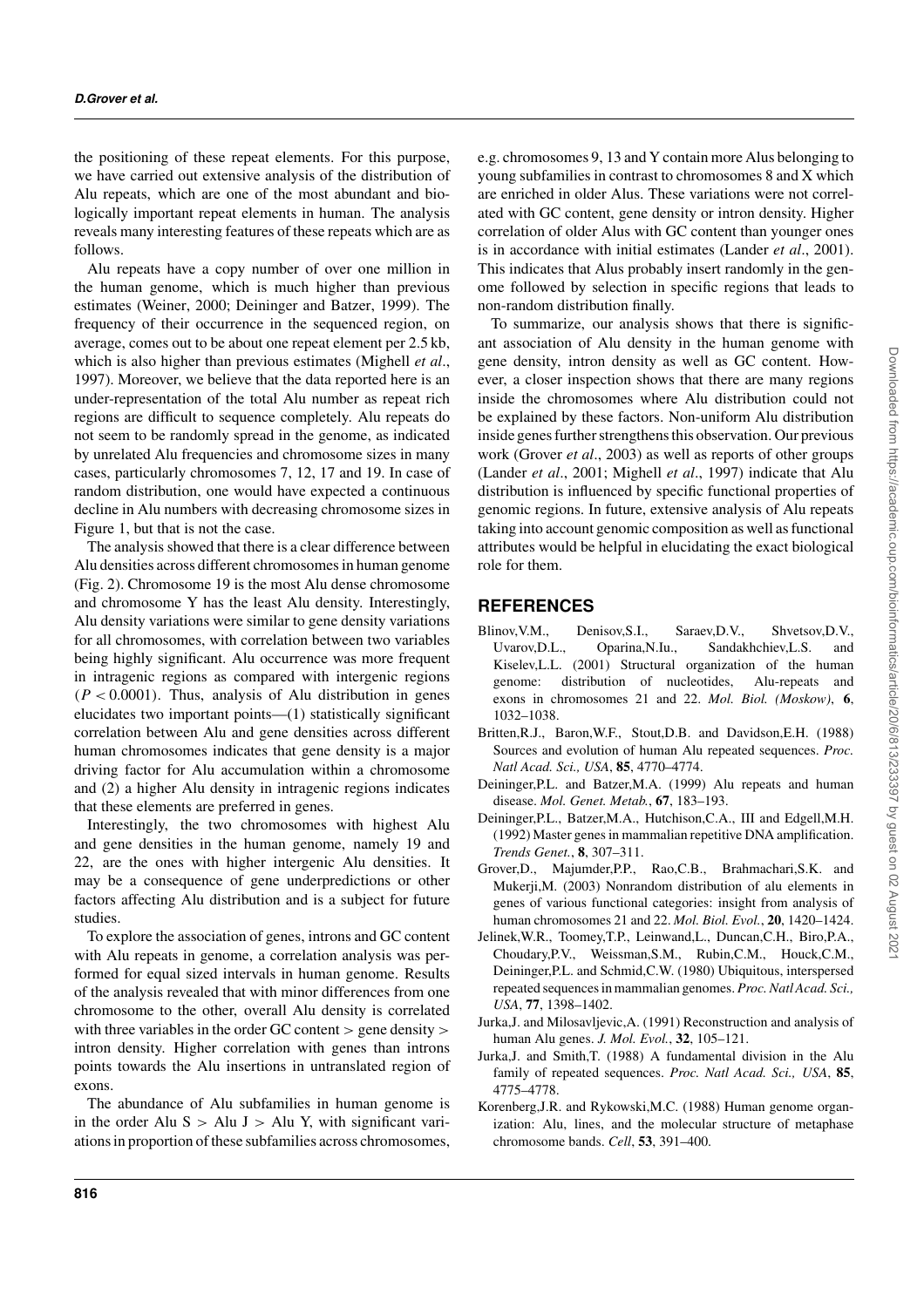the positioning of these repeat elements. For this purpose, we have carried out extensive analysis of the distribution of Alu repeats, which are one of the most abundant and biologically important repeat elements in human. The analysis reveals many interesting features of these repeats which are as follows.

Alu repeats have a copy number of over one million in the human genome, which is much higher than previous estimates (Weiner, 2000; Deininger and Batzer, 1999). The frequency of their occurrence in the sequenced region, on average, comes out to be about one repeat element per 2.5 kb, which is also higher than previous estimates (Mighell *et al*., 1997). Moreover, we believe that the data reported here is an under-representation of the total Alu number as repeat rich regions are difficult to sequence completely. Alu repeats do not seem to be randomly spread in the genome, as indicated by unrelated Alu frequencies and chromosome sizes in many cases, particularly chromosomes 7, 12, 17 and 19. In case of random distribution, one would have expected a continuous decline in Alu numbers with decreasing chromosome sizes in Figure 1, but that is not the case.

The analysis showed that there is a clear difference between Alu densities across different chromosomes in human genome (Fig. 2). Chromosome 19 is the most Alu dense chromosome and chromosome Y has the least Alu density. Interestingly, Alu density variations were similar to gene density variations for all chromosomes, with correlation between two variables being highly significant. Alu occurrence was more frequent in intragenic regions as compared with intergenic regions ($P < 0.0001$). Thus, analysis of Alu distribution in genes elucidates two important points—(1) statistically significant correlation between Alu and gene densities across different human chromosomes indicates that gene density is a major driving factor for Alu accumulation within a chromosome and (2) a higher Alu density in intragenic regions indicates that these elements are preferred in genes.

Interestingly, the two chromosomes with highest Alu and gene densities in the human genome, namely 19 and 22, are the ones with higher intergenic Alu densities. It may be a consequence of gene underpredictions or other factors affecting Alu distribution and is a subject for future studies.

To explore the association of genes, introns and GC content with Alu repeats in genome, a correlation analysis was performed for equal sized intervals in human genome. Results of the analysis revealed that with minor differences from one chromosome to the other, overall Alu density is correlated with three variables in the order GC content > gene density > intron density. Higher correlation with genes than introns points towards the Alu insertions in untranslated region of exons.

The abundance of Alu subfamilies in human genome is in the order Alu S > Alu J > Alu Y, with significant variations in proportion of these subfamilies across chromosomes, e.g. chromosomes 9, 13 and Y contain more Alus belonging to young subfamilies in contrast to chromosomes 8 and X which are enriched in older Alus. These variations were not correlated with GC content, gene density or intron density. Higher correlation of older Alus with GC content than younger ones is in accordance with initial estimates (Lander *et al*., 2001). This indicates that Alus probably insert randomly in the genome followed by selection in specific regions that leads to non-random distribution finally.

To summarize, our analysis shows that there is significant association of Alu density in the human genome with gene density, intron density as well as GC content. However, a closer inspection shows that there are many regions inside the chromosomes where Alu distribution could not be explained by these factors. Non-uniform Alu distribution inside genes further strengthens this observation. Our previous work (Grover *et al*., 2003) as well as reports of other groups (Lander *et al*., 2001; Mighell *et al*., 1997) indicate that Alu distribution is influenced by specific functional properties of genomic regions. In future, extensive analysis of Alu repeats taking into account genomic composition as well as functional attributes would be helpful in elucidating the exact biological role for them.

## REFERENCES

Blinov,V.M., Denisov,S.I., Saraev,D.V., Shvetsov,D.V., Uvarov,D.L., Oparina,N.Iu., Sandakhchiev,L.S. and Kiselev,L.L. (2001) Structural organization of the human genome: distribution of nucleotides, Alu-repeats and exons in chromosomes 21 and 22. *Mol. Biol. (Moskow)*, **6**, 1032–1038.

Britten,R.J., Baron,W.F., Stout,D.B. and Davidson,E.H. (1988) Sources and evolution of human Alu repeated sequences. *Proc. Natl Acad. Sci., USA*, **85**, 4770–4774.

Deininger,P.L. and Batzer,M.A. (1999) Alu repeats and human disease. *Mol. Genet. Metab.*, **67**, 183–193.

Deininger,P.L., Batzer,M.A., Hutchison,C.A., III and Edgell,M.H. (1992) Master genes in mammalian repetitive DNA amplification. *Trends Genet.*, **8**, 307–311.

Grover,D., Majumder,P.P., Rao,C.B., Brahmachari,S.K. and Mukerji,M. (2003) Nonrandom distribution of alu elements in genes of various functional categories: insight from analysis of human chromosomes 21 and 22. *Mol. Biol. Evol.*, **20**, 1420–1424.

Jelinek,W.R., Toomey,T.P., Leinwand,L., Duncan,C.H., Biro,P.A., Choudary,P.V., Weissman,S.M., Rubin,C.M., Houck,C.M., Deininger,P.L. and Schmid,C.W. (1980) Ubiquitous, interspersed repeated sequences in mammalian genomes. *Proc. Natl Acad. Sci., USA*, **77**, 1398–1402.

Jurka,J. and Milosavljevic,A. (1991) Reconstruction and analysis of human Alu genes. *J. Mol. Evol.*, **32**, 105–121.

Jurka,J. and Smith,T. (1988) A fundamental division in the Alu family of repeated sequences. *Proc. Natl Acad. Sci., USA*, **85**, 4775–4778.

Korenberg,J.R. and Rykowski,M.C. (1988) Human genome organization: Alu, lines, and the molecular structure of metaphase chromosome bands. *Cell*, **53**, 391–400.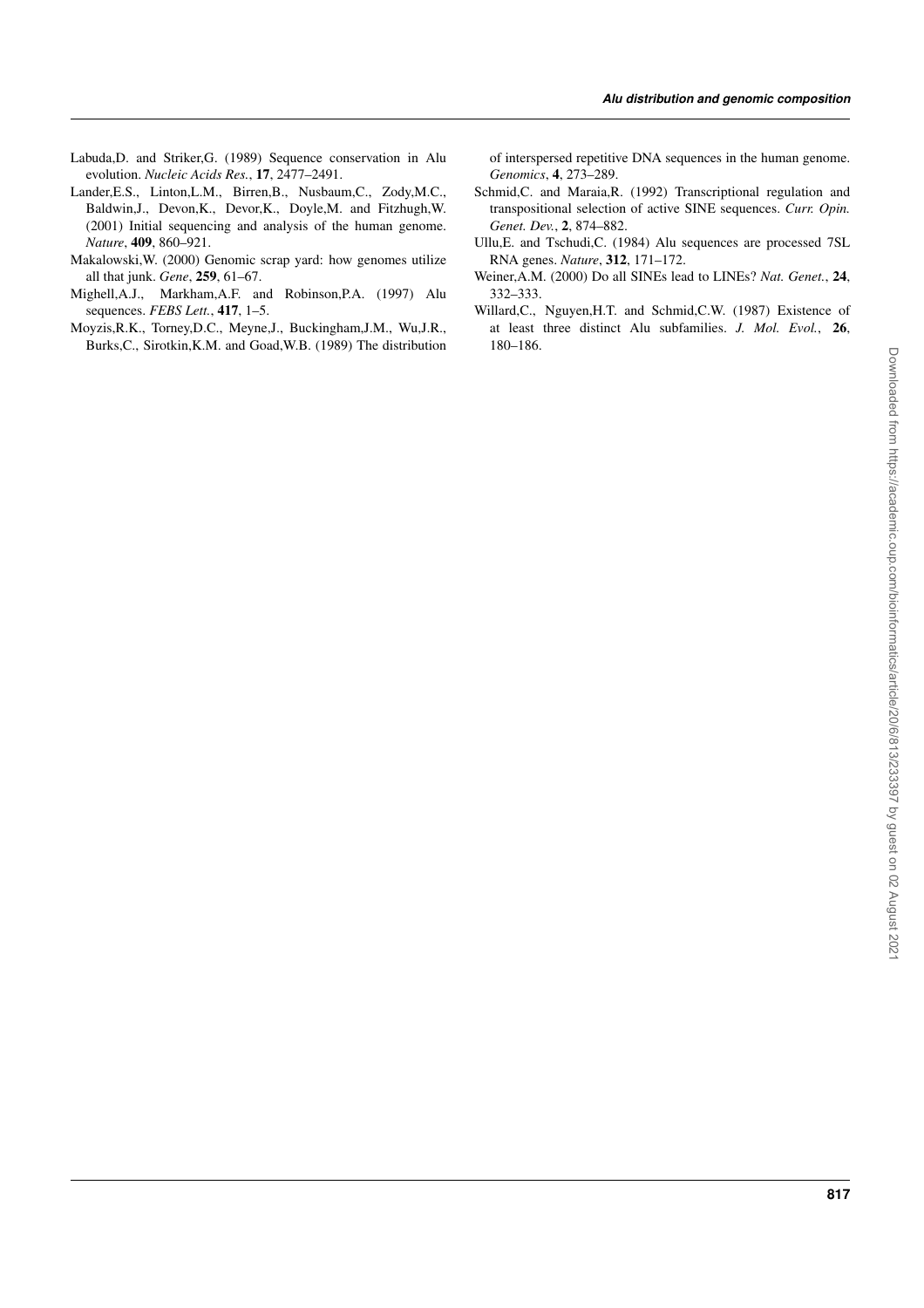Labuda,D. and Striker,G. (1989) Sequence conservation in Alu evolution. *Nucleic Acids Res.*, **17**, 2477–2491.

Lander,E.S., Linton,L.M., Birren,B., Nusbaum,C., Zody,M.C., Baldwin,J., Devon,K., Devor,K., Doyle,M. and Fitzhugh,W. (2001) Initial sequencing and analysis of the human genome. *Nature*, **409**, 860–921.

Makalowski,W. (2000) Genomic scrap yard: how genomes utilize all that junk. *Gene*, **259**, 61–67.

Mighell,A.J., Markham,A.F. and Robinson,P.A. (1997) Alu sequences. *FEBS Lett.*, **417**, 1–5.

Moyzis,R.K., Torney,D.C., Meyne,J., Buckingham,J.M., Wu,J.R., Burks,C., Sirotkin,K.M. and Goad,W.B. (1989) The distribution of interspersed repetitive DNA sequences in the human genome. *Genomics*, **4**, 273–289.

Schmid,C. and Maraia,R. (1992) Transcriptional regulation and transpositional selection of active SINE sequences. *Curr. Opin. Genet. Dev.*, **2**, 874–882.

Ullu,E. and Tschudi,C. (1984) Alu sequences are processed 7SL RNA genes. *Nature*, **312**, 171–172.

Weiner,A.M. (2000) Do all SINEs lead to LINEs? *Nat. Genet.*, **24**, 332–333.

Willard,C., Nguyen,H.T. and Schmid,C.W. (1987) Existence of at least three distinct Alu subfamilies. *J. Mol. Evol.*, **26**, 180–186.